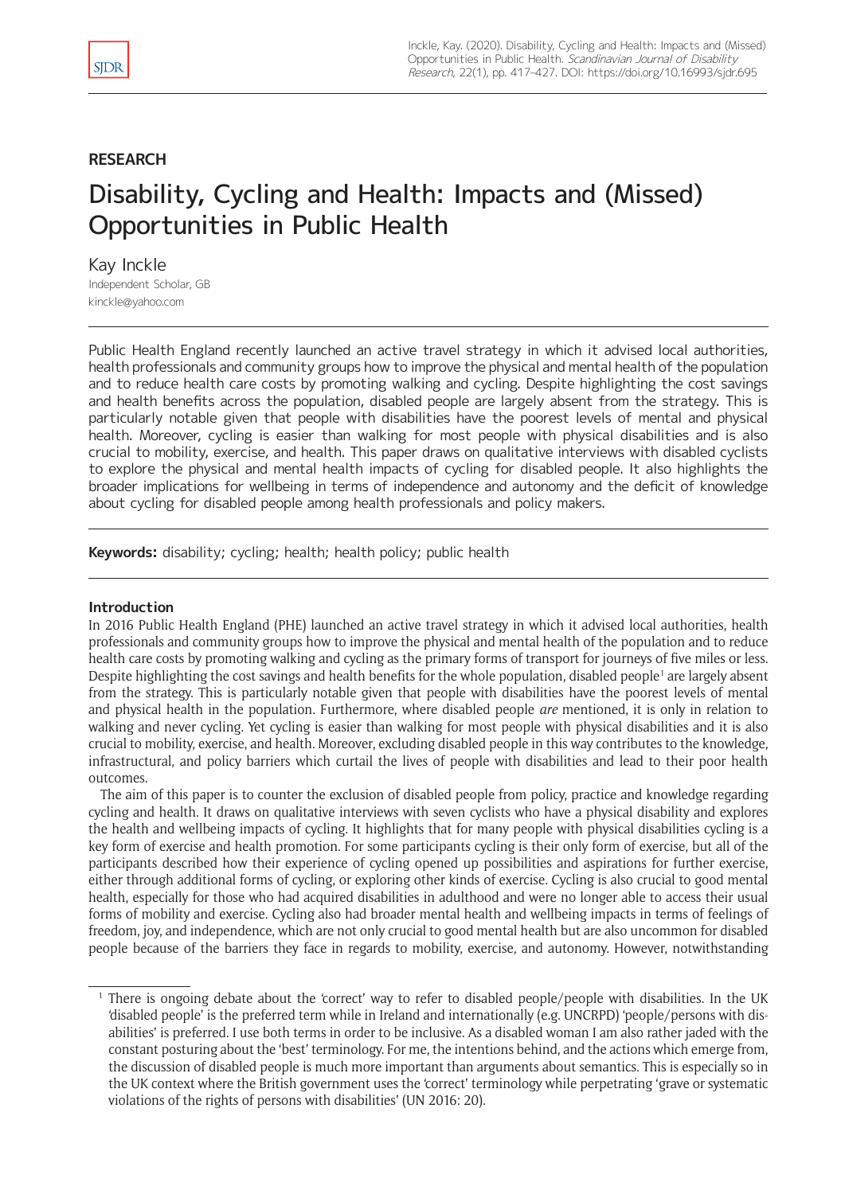**RESEARCH**

# Disability, Cycling and Health: Impacts and (Missed) Opportunities in Public Health

Kay Inckle

Independent Scholar, GB

kinckle@yahoo.com

Public Health England recently launched an active travel strategy in which it advised local authorities, health professionals and community groups how to improve the physical and mental health of the population and to reduce health care costs by promoting walking and cycling. Despite highlighting the cost savings and health benefits across the population, disabled people are largely absent from the strategy. This is particularly notable given that people with disabilities have the poorest levels of mental and physical health. Moreover, cycling is easier than walking for most people with physical disabilities and is also crucial to mobility, exercise, and health. This paper draws on qualitative interviews with disabled cyclists to explore the physical and mental health impacts of cycling for disabled people. It also highlights the broader implications for wellbeing in terms of independence and autonomy and the deficit of knowledge about cycling for disabled people among health professionals and policy makers.

**Keywords:** disability; cycling; health; health policy; public health

## Introduction

In 2016 Public Health England (PHE) launched an active travel strategy in which it advised local authorities, health professionals and community groups how to improve the physical and mental health of the population and to reduce health care costs by promoting walking and cycling as the primary forms of transport for journeys of five miles or less. Despite highlighting the cost savings and health benefits for the whole population, disabled people[1] are largely absent from the strategy. This is particularly notable given that people with disabilities have the poorest levels of mental and physical health in the population. Furthermore, where disabled people *are* mentioned, it is only in relation to walking and never cycling. Yet cycling is easier than walking for most people with physical disabilities and it is also crucial to mobility, exercise, and health. Moreover, excluding disabled people in this way contributes to the knowledge, infrastructural, and policy barriers which curtail the lives of people with disabilities and lead to their poor health outcomes.

The aim of this paper is to counter the exclusion of disabled people from policy, practice and knowledge regarding cycling and health. It draws on qualitative interviews with seven cyclists who have a physical disability and explores the health and wellbeing impacts of cycling. It highlights that for many people with physical disabilities cycling is a key form of exercise and health promotion. For some participants cycling is their only form of exercise, but all of the participants described how their experience of cycling opened up possibilities and aspirations for further exercise, either through additional forms of cycling, or exploring other kinds of exercise. Cycling is also crucial to good mental health, especially for those who had acquired disabilities in adulthood and were no longer able to access their usual forms of mobility and exercise. Cycling also had broader mental health and wellbeing impacts in terms of feelings of freedom, joy, and independence, which are not only crucial to good mental health but are also uncommon for disabled people because of the barriers they face in regards to mobility, exercise, and autonomy. However, notwithstanding

[1] There is ongoing debate about the 'correct' way to refer to disabled people/people with disabilities. In the UK 'disabled people' is the preferred term while in Ireland and internationally (e.g. UNCRPD) 'people/persons with disabilities' is preferred. I use both terms in order to be inclusive. As a disabled woman I am also rather jaded with the constant posturing about the 'best' terminology. For me, the intentions behind, and the actions which emerge from, the discussion of disabled people is much more important than arguments about semantics. This is especially so in the UK context where the British government uses the 'correct' terminology while perpetrating 'grave or systematic violations of the rights of persons with disabilities' (UN 2016: 20).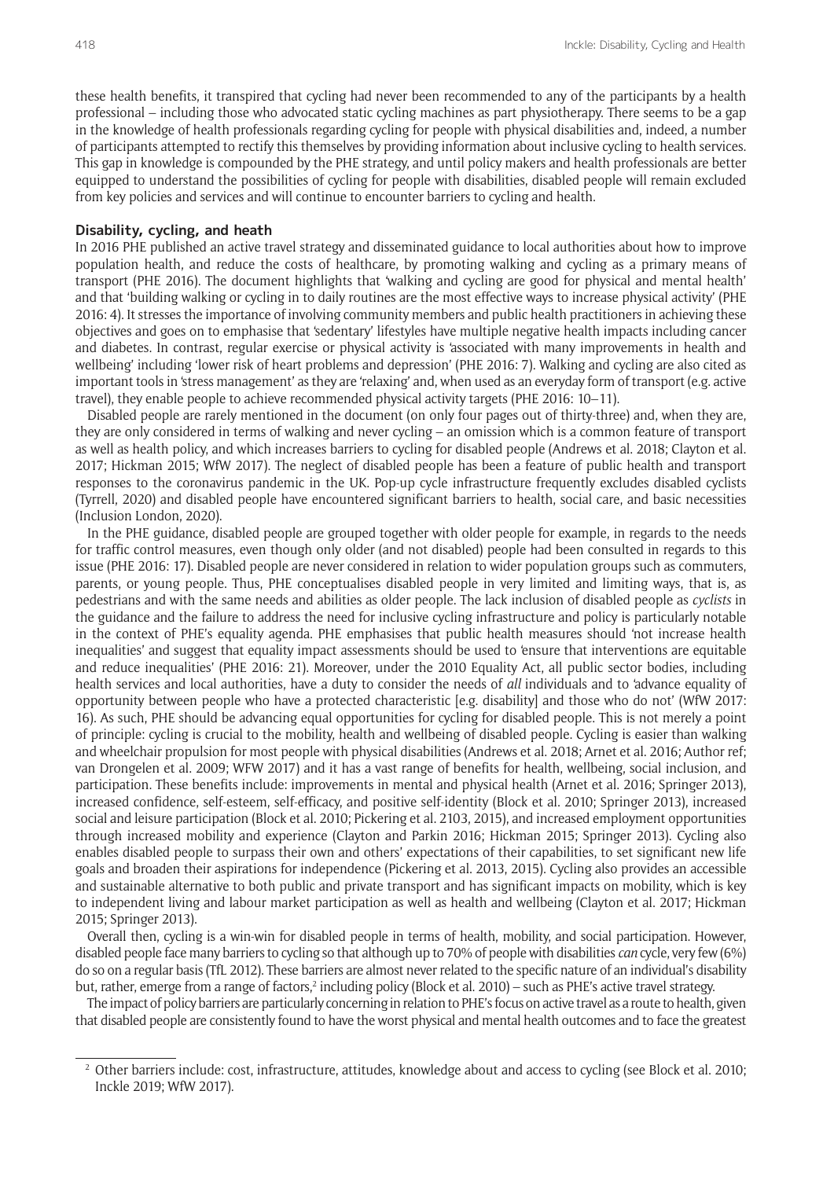these health benefits, it transpired that cycling had never been recommended to any of the participants by a health professional – including those who advocated static cycling machines as part physiotherapy. There seems to be a gap in the knowledge of health professionals regarding cycling for people with physical disabilities and, indeed, a number of participants attempted to rectify this themselves by providing information about inclusive cycling to health services. This gap in knowledge is compounded by the PHE strategy, and until policy makers and health professionals are better equipped to understand the possibilities of cycling for people with disabilities, disabled people will remain excluded from key policies and services and will continue to encounter barriers to cycling and health.

## Disability, cycling, and heath

In 2016 PHE published an active travel strategy and disseminated guidance to local authorities about how to improve population health, and reduce the costs of healthcare, by promoting walking and cycling as a primary means of transport (PHE 2016). The document highlights that 'walking and cycling are good for physical and mental health' and that 'building walking or cycling in to daily routines are the most effective ways to increase physical activity' (PHE 2016: 4). It stresses the importance of involving community members and public health practitioners in achieving these objectives and goes on to emphasise that 'sedentary' lifestyles have multiple negative health impacts including cancer and diabetes. In contrast, regular exercise or physical activity is 'associated with many improvements in health and wellbeing' including 'lower risk of heart problems and depression' (PHE 2016: 7). Walking and cycling are also cited as important tools in 'stress management' as they are 'relaxing' and, when used as an everyday form of transport (e.g. active travel), they enable people to achieve recommended physical activity targets (PHE 2016: 10–11).

Disabled people are rarely mentioned in the document (on only four pages out of thirty-three) and, when they are, they are only considered in terms of walking and never cycling – an omission which is a common feature of transport as well as health policy, and which increases barriers to cycling for disabled people (Andrews et al. 2018; Clayton et al. 2017; Hickman 2015; WfW 2017). The neglect of disabled people has been a feature of public health and transport responses to the coronavirus pandemic in the UK. Pop-up cycle infrastructure frequently excludes disabled cyclists (Tyrrell, 2020) and disabled people have encountered significant barriers to health, social care, and basic necessities (Inclusion London, 2020).

In the PHE guidance, disabled people are grouped together with older people for example, in regards to the needs for traffic control measures, even though only older (and not disabled) people had been consulted in regards to this issue (PHE 2016: 17). Disabled people are never considered in relation to wider population groups such as commuters, parents, or young people. Thus, PHE conceptualises disabled people in very limited and limiting ways, that is, as pedestrians and with the same needs and abilities as older people. The lack inclusion of disabled people as *cyclists* in the guidance and the failure to address the need for inclusive cycling infrastructure and policy is particularly notable in the context of PHE's equality agenda. PHE emphasises that public health measures should 'not increase health inequalities' and suggest that equality impact assessments should be used to 'ensure that interventions are equitable and reduce inequalities' (PHE 2016: 21). Moreover, under the 2010 Equality Act, all public sector bodies, including health services and local authorities, have a duty to consider the needs of *all* individuals and to 'advance equality of opportunity between people who have a protected characteristic [e.g. disability] and those who do not' (WfW 2017: 16). As such, PHE should be advancing equal opportunities for cycling for disabled people. This is not merely a point of principle: cycling is crucial to the mobility, health and wellbeing of disabled people. Cycling is easier than walking and wheelchair propulsion for most people with physical disabilities (Andrews et al. 2018; Arnet et al. 2016; Author ref; van Drongelen et al. 2009; WFW 2017) and it has a vast range of benefits for health, wellbeing, social inclusion, and participation. These benefits include: improvements in mental and physical health (Arnet et al. 2016; Springer 2013), increased confidence, self-esteem, self-efficacy, and positive self-identity (Block et al. 2010; Springer 2013), increased social and leisure participation (Block et al. 2010; Pickering et al. 2103, 2015), and increased employment opportunities through increased mobility and experience (Clayton and Parkin 2016; Hickman 2015; Springer 2013). Cycling also enables disabled people to surpass their own and others' expectations of their capabilities, to set significant new life goals and broaden their aspirations for independence (Pickering et al. 2013, 2015). Cycling also provides an accessible and sustainable alternative to both public and private transport and has significant impacts on mobility, which is key to independent living and labour market participation as well as health and wellbeing (Clayton et al. 2017; Hickman 2015; Springer 2013).

Overall then, cycling is a win-win for disabled people in terms of health, mobility, and social participation. However, disabled people face many barriers to cycling so that although up to 70% of people with disabilities *can* cycle, very few (6%) do so on a regular basis (TfL 2012). These barriers are almost never related to the specific nature of an individual's disability but, rather, emerge from a range of factors,[2] including policy (Block et al. 2010) – such as PHE's active travel strategy.

The impact of policy barriers are particularly concerning in relation to PHE's focus on active travel as a route to health, given that disabled people are consistently found to have the worst physical and mental health outcomes and to face the greatest

[2] Other barriers include: cost, infrastructure, attitudes, knowledge about and access to cycling (see Block et al. 2010; Inckle 2019; WfW 2017).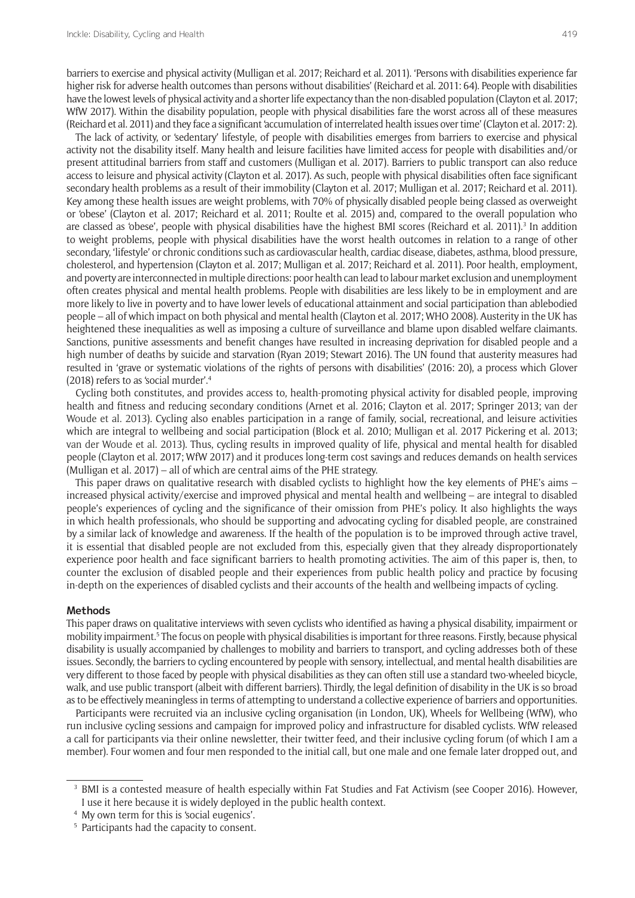barriers to exercise and physical activity (Mulligan et al. 2017; Reichard et al. 2011). 'Persons with disabilities experience far higher risk for adverse health outcomes than persons without disabilities' (Reichard et al. 2011: 64). People with disabilities have the lowest levels of physical activity and a shorter life expectancy than the non-disabled population (Clayton et al. 2017; WfW 2017). Within the disability population, people with physical disabilities fare the worst across all of these measures (Reichard et al. 2011) and they face a significant 'accumulation of interrelated health issues over time' (Clayton et al. 2017: 2).

The lack of activity, or 'sedentary' lifestyle, of people with disabilities emerges from barriers to exercise and physical activity not the disability itself. Many health and leisure facilities have limited access for people with disabilities and/or present attitudinal barriers from staff and customers (Mulligan et al. 2017). Barriers to public transport can also reduce access to leisure and physical activity (Clayton et al. 2017). As such, people with physical disabilities often face significant secondary health problems as a result of their immobility (Clayton et al. 2017; Mulligan et al. 2017; Reichard et al. 2011). Key among these health issues are weight problems, with 70% of physically disabled people being classed as overweight or 'obese' (Clayton et al. 2017; Reichard et al. 2011; Roulte et al. 2015) and, compared to the overall population who are classed as 'obese', people with physical disabilities have the highest BMI scores (Reichard et al. 2011).[3] In addition to weight problems, people with physical disabilities have the worst health outcomes in relation to a range of other secondary, 'lifestyle' or chronic conditions such as cardiovascular health, cardiac disease, diabetes, asthma, blood pressure, cholesterol, and hypertension (Clayton et al. 2017; Mulligan et al. 2017; Reichard et al. 2011). Poor health, employment, and poverty are interconnected in multiple directions: poor health can lead to labour market exclusion and unemployment often creates physical and mental health problems. People with disabilities are less likely to be in employment and are more likely to live in poverty and to have lower levels of educational attainment and social participation than ablebodied people – all of which impact on both physical and mental health (Clayton et al. 2017; WHO 2008). Austerity in the UK has heightened these inequalities as well as imposing a culture of surveillance and blame upon disabled welfare claimants. Sanctions, punitive assessments and benefit changes have resulted in increasing deprivation for disabled people and a high number of deaths by suicide and starvation (Ryan 2019; Stewart 2016). The UN found that austerity measures had resulted in 'grave or systematic violations of the rights of persons with disabilities' (2016: 20), a process which Glover (2018) refers to as 'social murder'.[4]

Cycling both constitutes, and provides access to, health-promoting physical activity for disabled people, improving health and fitness and reducing secondary conditions (Arnet et al. 2016; Clayton et al. 2017; Springer 2013; van der Woude et al. 2013). Cycling also enables participation in a range of family, social, recreational, and leisure activities which are integral to wellbeing and social participation (Block et al. 2010; Mulligan et al. 2017 Pickering et al. 2013; van der Woude et al. 2013). Thus, cycling results in improved quality of life, physical and mental health for disabled people (Clayton et al. 2017; WfW 2017) and it produces long-term cost savings and reduces demands on health services (Mulligan et al. 2017) – all of which are central aims of the PHE strategy.

This paper draws on qualitative research with disabled cyclists to highlight how the key elements of PHE's aims – increased physical activity/exercise and improved physical and mental health and wellbeing – are integral to disabled people's experiences of cycling and the significance of their omission from PHE's policy. It also highlights the ways in which health professionals, who should be supporting and advocating cycling for disabled people, are constrained by a similar lack of knowledge and awareness. If the health of the population is to be improved through active travel, it is essential that disabled people are not excluded from this, especially given that they already disproportionately experience poor health and face significant barriers to health promoting activities. The aim of this paper is, then, to counter the exclusion of disabled people and their experiences from public health policy and practice by focusing in-depth on the experiences of disabled cyclists and their accounts of the health and wellbeing impacts of cycling.

## Methods

This paper draws on qualitative interviews with seven cyclists who identified as having a physical disability, impairment or mobility impairment.[5] The focus on people with physical disabilities is important for three reasons. Firstly, because physical disability is usually accompanied by challenges to mobility and barriers to transport, and cycling addresses both of these issues. Secondly, the barriers to cycling encountered by people with sensory, intellectual, and mental health disabilities are very different to those faced by people with physical disabilities as they can often still use a standard two-wheeled bicycle, walk, and use public transport (albeit with different barriers). Thirdly, the legal definition of disability in the UK is so broad as to be effectively meaningless in terms of attempting to understand a collective experience of barriers and opportunities.

Participants were recruited via an inclusive cycling organisation (in London, UK), Wheels for Wellbeing (WfW), who run inclusive cycling sessions and campaign for improved policy and infrastructure for disabled cyclists. WfW released a call for participants via their online newsletter, their twitter feed, and their inclusive cycling forum (of which I am a member). Four women and four men responded to the initial call, but one male and one female later dropped out, and

---

[3] BMI is a contested measure of health especially within Fat Studies and Fat Activism (see Cooper 2016). However, I use it here because it is widely deployed in the public health context.

[4] My own term for this is 'social eugenics'.

[5] Participants had the capacity to consent.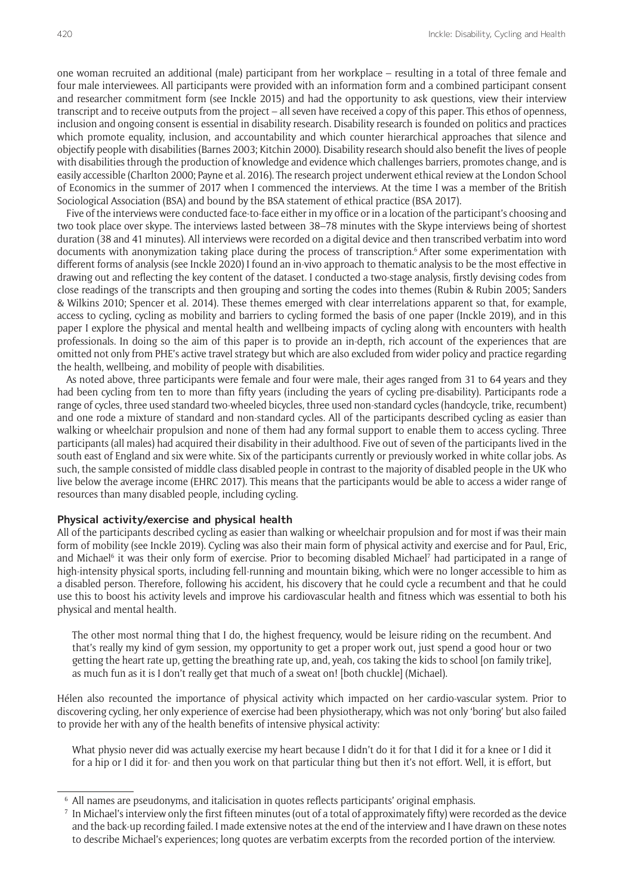one woman recruited an additional (male) participant from her workplace – resulting in a total of three female and four male interviewees. All participants were provided with an information form and a combined participant consent and researcher commitment form (see Inckle 2015) and had the opportunity to ask questions, view their interview transcript and to receive outputs from the project – all seven have received a copy of this paper. This ethos of openness, inclusion and ongoing consent is essential in disability research. Disability research is founded on politics and practices which promote equality, inclusion, and accountability and which counter hierarchical approaches that silence and objectify people with disabilities (Barnes 2003; Kitchin 2000). Disability research should also benefit the lives of people with disabilities through the production of knowledge and evidence which challenges barriers, promotes change, and is easily accessible (Charlton 2000; Payne et al. 2016). The research project underwent ethical review at the London School of Economics in the summer of 2017 when I commenced the interviews. At the time I was a member of the British Sociological Association (BSA) and bound by the BSA statement of ethical practice (BSA 2017).

Five of the interviews were conducted face-to-face either in my office or in a location of the participant's choosing and two took place over skype. The interviews lasted between 38–78 minutes with the Skype interviews being of shortest duration (38 and 41 minutes). All interviews were recorded on a digital device and then transcribed verbatim into word documents with anonymization taking place during the process of transcription.[6] After some experimentation with different forms of analysis (see Inckle 2020) I found an in-vivo approach to thematic analysis to be the most effective in drawing out and reflecting the key content of the dataset. I conducted a two-stage analysis, firstly devising codes from close readings of the transcripts and then grouping and sorting the codes into themes (Rubin & Rubin 2005; Sanders & Wilkins 2010; Spencer et al. 2014). These themes emerged with clear interrelations apparent so that, for example, access to cycling, cycling as mobility and barriers to cycling formed the basis of one paper (Inckle 2019), and in this paper I explore the physical and mental health and wellbeing impacts of cycling along with encounters with health professionals. In doing so the aim of this paper is to provide an in-depth, rich account of the experiences that are omitted not only from PHE's active travel strategy but which are also excluded from wider policy and practice regarding the health, wellbeing, and mobility of people with disabilities.

As noted above, three participants were female and four were male, their ages ranged from 31 to 64 years and they had been cycling from ten to more than fifty years (including the years of cycling pre-disability). Participants rode a range of cycles, three used standard two-wheeled bicycles, three used non-standard cycles (handcycle, trike, recumbent) and one rode a mixture of standard and non-standard cycles. All of the participants described cycling as easier than walking or wheelchair propulsion and none of them had any formal support to enable them to access cycling. Three participants (all males) had acquired their disability in their adulthood. Five out of seven of the participants lived in the south east of England and six were white. Six of the participants currently or previously worked in white collar jobs. As such, the sample consisted of middle class disabled people in contrast to the majority of disabled people in the UK who live below the average income (EHRC 2017). This means that the participants would be able to access a wider range of resources than many disabled people, including cycling.

### Physical activity/exercise and physical health

All of the participants described cycling as easier than walking or wheelchair propulsion and for most if was their main form of mobility (see Inckle 2019). Cycling was also their main form of physical activity and exercise and for Paul, Eric, and Michael[6] it was their only form of exercise. Prior to becoming disabled Michael[7] had participated in a range of high-intensity physical sports, including fell-running and mountain biking, which were no longer accessible to him as a disabled person. Therefore, following his accident, his discovery that he could cycle a recumbent and that he could use this to boost his activity levels and improve his cardiovascular health and fitness which was essential to both his physical and mental health.

> The other most normal thing that I do, the highest frequency, would be leisure riding on the recumbent. And that's really my kind of gym session, my opportunity to get a proper work out, just spend a good hour or two getting the heart rate up, getting the breathing rate up, and, yeah, cos taking the kids to school [on family trike], as much fun as it is I don't really get that much of a sweat on! [both chuckle] (Michael).

Hélen also recounted the importance of physical activity which impacted on her cardio-vascular system. Prior to discovering cycling, her only experience of exercise had been physiotherapy, which was not only 'boring' but also failed to provide her with any of the health benefits of intensive physical activity:

> What physio never did was actually exercise my heart because I didn't do it for that I did it for a knee or I did it for a hip or I did it for- and then you work on that particular thing but then it's not effort. Well, it is effort, but

[6] All names are pseudonyms, and italicisation in quotes reflects participants' original emphasis.

[7] In Michael's interview only the first fifteen minutes (out of a total of approximately fifty) were recorded as the device and the back-up recording failed. I made extensive notes at the end of the interview and I have drawn on these notes to describe Michael's experiences; long quotes are verbatim excerpts from the recorded portion of the interview.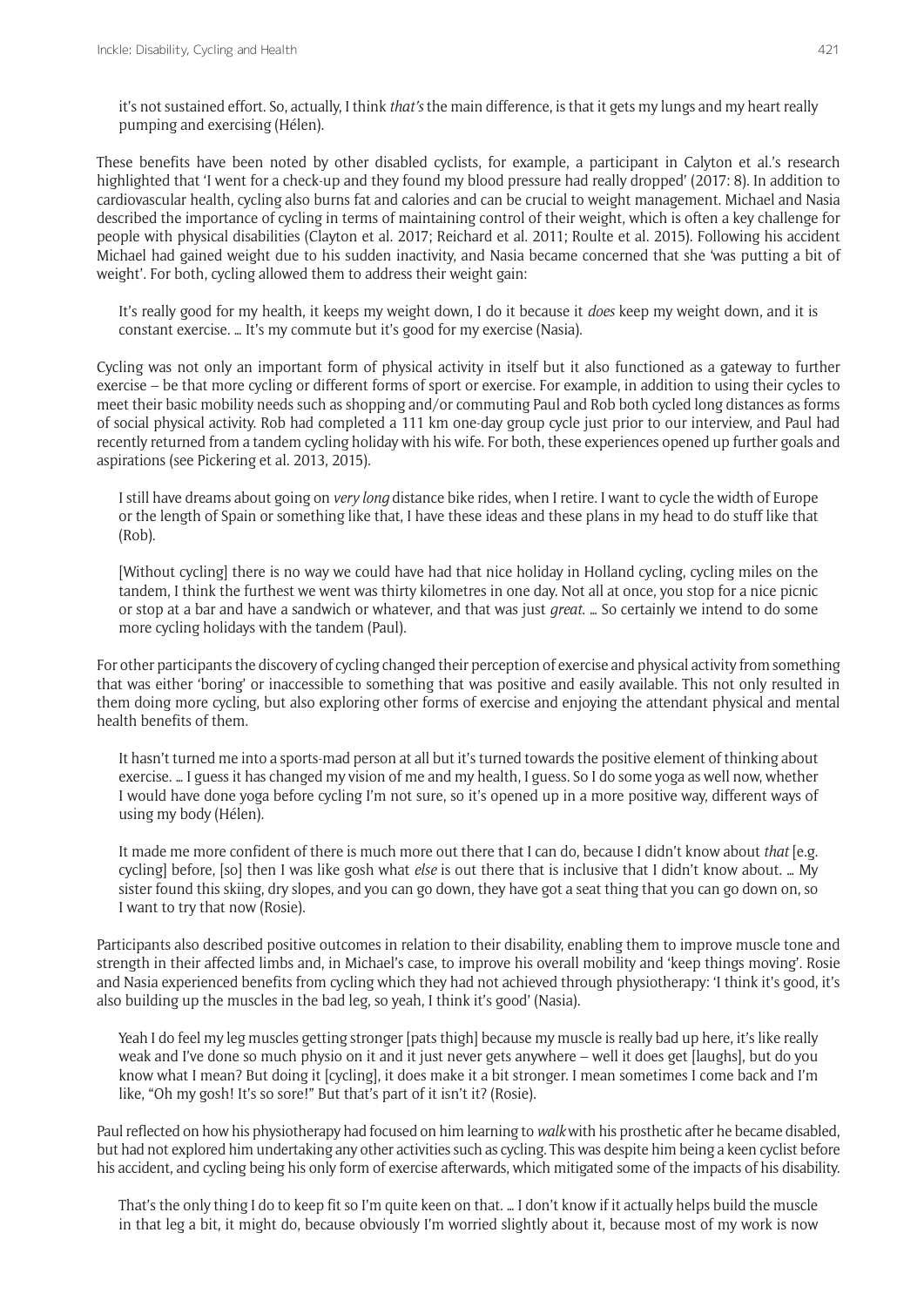it's not sustained effort. So, actually, I think *that's* the main difference, is that it gets my lungs and my heart really pumping and exercising (Hélen).

These benefits have been noted by other disabled cyclists, for example, a participant in Calyton et al.'s research highlighted that 'I went for a check-up and they found my blood pressure had really dropped' (2017: 8). In addition to cardiovascular health, cycling also burns fat and calories and can be crucial to weight management. Michael and Nasia described the importance of cycling in terms of maintaining control of their weight, which is often a key challenge for people with physical disabilities (Clayton et al. 2017; Reichard et al. 2011; Roulte et al. 2015). Following his accident Michael had gained weight due to his sudden inactivity, and Nasia became concerned that she 'was putting a bit of weight'. For both, cycling allowed them to address their weight gain:

> It's really good for my health, it keeps my weight down, I do it because it *does* keep my weight down, and it is constant exercise. … It's my commute but it's good for my exercise (Nasia).

Cycling was not only an important form of physical activity in itself but it also functioned as a gateway to further exercise – be that more cycling or different forms of sport or exercise. For example, in addition to using their cycles to meet their basic mobility needs such as shopping and/or commuting Paul and Rob both cycled long distances as forms of social physical activity. Rob had completed a 111 km one-day group cycle just prior to our interview, and Paul had recently returned from a tandem cycling holiday with his wife. For both, these experiences opened up further goals and aspirations (see Pickering et al. 2013, 2015).

> I still have dreams about going on *very long* distance bike rides, when I retire. I want to cycle the width of Europe or the length of Spain or something like that, I have these ideas and these plans in my head to do stuff like that (Rob).

> [Without cycling] there is no way we could have had that nice holiday in Holland cycling, cycling miles on the tandem, I think the furthest we went was thirty kilometres in one day. Not all at once, you stop for a nice picnic or stop at a bar and have a sandwich or whatever, and that was just *great*. … So certainly we intend to do some more cycling holidays with the tandem (Paul).

For other participants the discovery of cycling changed their perception of exercise and physical activity from something that was either 'boring' or inaccessible to something that was positive and easily available. This not only resulted in them doing more cycling, but also exploring other forms of exercise and enjoying the attendant physical and mental health benefits of them.

> It hasn't turned me into a sports-mad person at all but it's turned towards the positive element of thinking about exercise. … I guess it has changed my vision of me and my health, I guess. So I do some yoga as well now, whether I would have done yoga before cycling I'm not sure, so it's opened up in a more positive way, different ways of using my body (Hélen).

> It made me more confident of there is much more out there that I can do, because I didn't know about *that* [e.g. cycling] before, [so] then I was like gosh what *else* is out there that is inclusive that I didn't know about. … My sister found this skiing, dry slopes, and you can go down, they have got a seat thing that you can go down on, so I want to try that now (Rosie).

Participants also described positive outcomes in relation to their disability, enabling them to improve muscle tone and strength in their affected limbs and, in Michael's case, to improve his overall mobility and 'keep things moving'. Rosie and Nasia experienced benefits from cycling which they had not achieved through physiotherapy: 'I think it's good, it's also building up the muscles in the bad leg, so yeah, I think it's good' (Nasia).

> Yeah I do feel my leg muscles getting stronger [pats thigh] because my muscle is really bad up here, it's like really weak and I've done so much physio on it and it just never gets anywhere – well it does get [laughs], but do you know what I mean? But doing it [cycling], it does make it a bit stronger. I mean sometimes I come back and I'm like, "Oh my gosh! It's so sore!" But that's part of it isn't it? (Rosie).

Paul reflected on how his physiotherapy had focused on him learning to *walk* with his prosthetic after he became disabled, but had not explored him undertaking any other activities such as cycling. This was despite him being a keen cyclist before his accident, and cycling being his only form of exercise afterwards, which mitigated some of the impacts of his disability.

> That's the only thing I do to keep fit so I'm quite keen on that. … I don't know if it actually helps build the muscle in that leg a bit, it might do, because obviously I'm worried slightly about it, because most of my work is now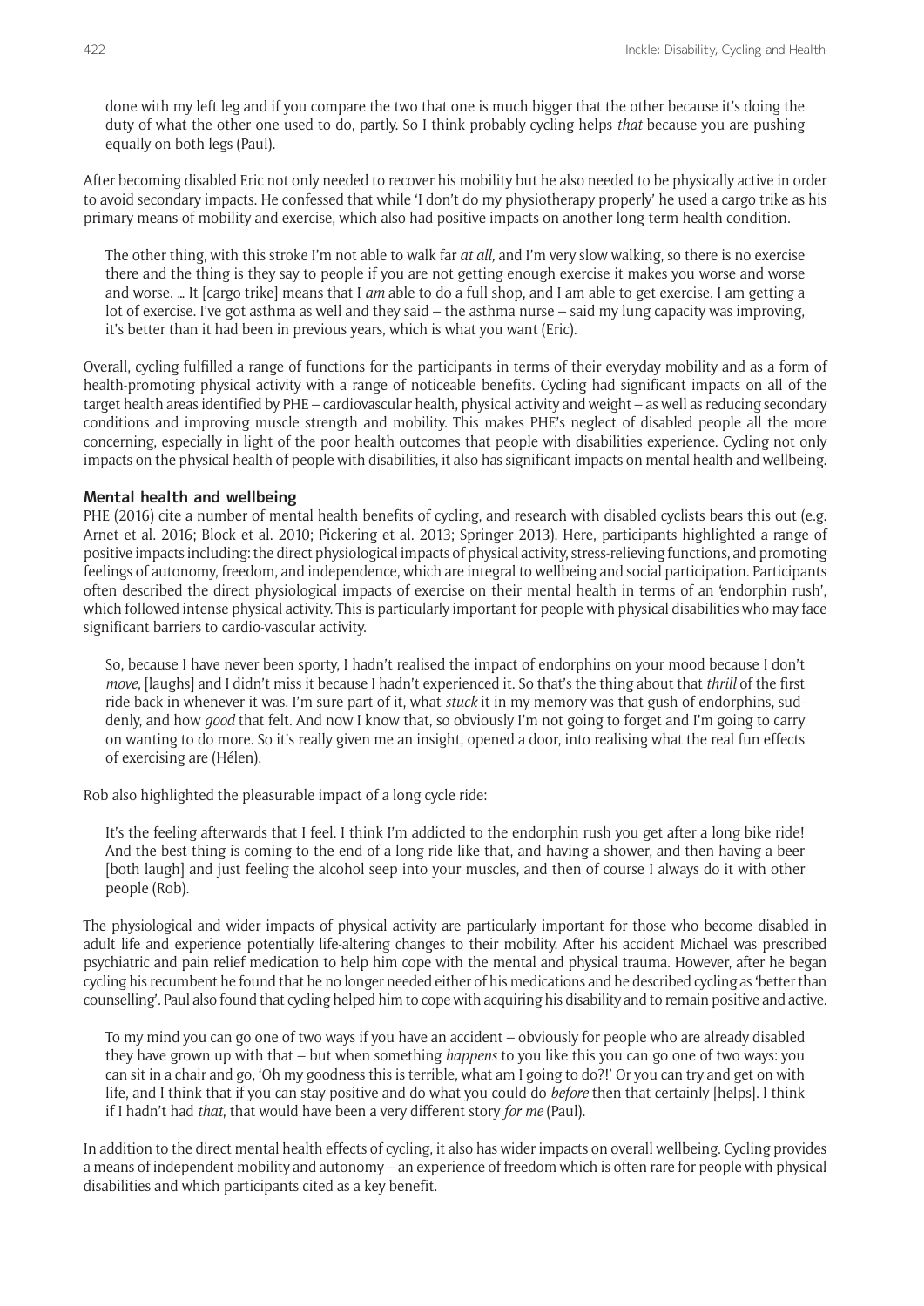done with my left leg and if you compare the two that one is much bigger that the other because it's doing the duty of what the other one used to do, partly. So I think probably cycling helps *that* because you are pushing equally on both legs (Paul).

After becoming disabled Eric not only needed to recover his mobility but he also needed to be physically active in order to avoid secondary impacts. He confessed that while 'I don't do my physiotherapy properly' he used a cargo trike as his primary means of mobility and exercise, which also had positive impacts on another long-term health condition.

> The other thing, with this stroke I'm not able to walk far *at all,* and I'm very slow walking, so there is no exercise there and the thing is they say to people if you are not getting enough exercise it makes you worse and worse and worse. … It [cargo trike] means that I *am* able to do a full shop, and I am able to get exercise. I am getting a lot of exercise. I've got asthma as well and they said – the asthma nurse – said my lung capacity was improving, it's better than it had been in previous years, which is what you want (Eric).

Overall, cycling fulfilled a range of functions for the participants in terms of their everyday mobility and as a form of health-promoting physical activity with a range of noticeable benefits. Cycling had significant impacts on all of the target health areas identified by PHE – cardiovascular health, physical activity and weight – as well as reducing secondary conditions and improving muscle strength and mobility. This makes PHE's neglect of disabled people all the more concerning, especially in light of the poor health outcomes that people with disabilities experience. Cycling not only impacts on the physical health of people with disabilities, it also has significant impacts on mental health and wellbeing.

### Mental health and wellbeing

PHE (2016) cite a number of mental health benefits of cycling, and research with disabled cyclists bears this out (e.g. Arnet et al. 2016; Block et al. 2010; Pickering et al. 2013; Springer 2013). Here, participants highlighted a range of positive impacts including: the direct physiological impacts of physical activity, stress-relieving functions, and promoting feelings of autonomy, freedom, and independence, which are integral to wellbeing and social participation. Participants often described the direct physiological impacts of exercise on their mental health in terms of an 'endorphin rush', which followed intense physical activity. This is particularly important for people with physical disabilities who may face significant barriers to cardio-vascular activity.

> So, because I have never been sporty, I hadn't realised the impact of endorphins on your mood because I don't *move*, [laughs] and I didn't miss it because I hadn't experienced it. So that's the thing about that *thrill* of the first ride back in whenever it was. I'm sure part of it, what *stuck* it in my memory was that gush of endorphins, suddenly, and how *good* that felt. And now I know that, so obviously I'm not going to forget and I'm going to carry on wanting to do more. So it's really given me an insight, opened a door, into realising what the real fun effects of exercising are (Hélen).

Rob also highlighted the pleasurable impact of a long cycle ride:

> It's the feeling afterwards that I feel. I think I'm addicted to the endorphin rush you get after a long bike ride! And the best thing is coming to the end of a long ride like that, and having a shower, and then having a beer [both laugh] and just feeling the alcohol seep into your muscles, and then of course I always do it with other people (Rob).

The physiological and wider impacts of physical activity are particularly important for those who become disabled in adult life and experience potentially life-altering changes to their mobility. After his accident Michael was prescribed psychiatric and pain relief medication to help him cope with the mental and physical trauma. However, after he began cycling his recumbent he found that he no longer needed either of his medications and he described cycling as 'better than counselling'. Paul also found that cycling helped him to cope with acquiring his disability and to remain positive and active.

> To my mind you can go one of two ways if you have an accident – obviously for people who are already disabled they have grown up with that – but when something *happens* to you like this you can go one of two ways: you can sit in a chair and go, 'Oh my goodness this is terrible, what am I going to do?!' Or you can try and get on with life, and I think that if you can stay positive and do what you could do *before* then that certainly [helps]. I think if I hadn't had *that*, that would have been a very different story *for me* (Paul).

In addition to the direct mental health effects of cycling, it also has wider impacts on overall wellbeing. Cycling provides a means of independent mobility and autonomy – an experience of freedom which is often rare for people with physical disabilities and which participants cited as a key benefit.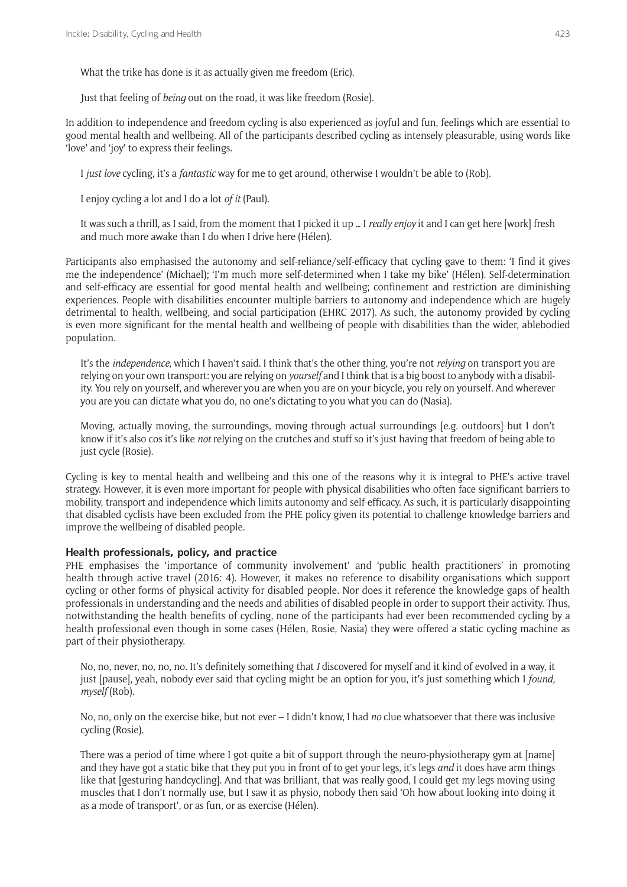What the trike has done is it as actually given me freedom (Eric).

Just that feeling of *being* out on the road, it was like freedom (Rosie).

In addition to independence and freedom cycling is also experienced as joyful and fun, feelings which are essential to good mental health and wellbeing. All of the participants described cycling as intensely pleasurable, using words like 'love' and 'joy' to express their feelings.

I *just love* cycling, it's a *fantastic* way for me to get around, otherwise I wouldn't be able to (Rob).

I enjoy cycling a lot and I do a lot *of it* (Paul).

It was such a thrill, as I said, from the moment that I picked it up ... I *really enjoy* it and I can get here [work] fresh and much more awake than I do when I drive here (Hélen).

Participants also emphasised the autonomy and self-reliance/self-efficacy that cycling gave to them: 'I find it gives me the independence' (Michael); 'I'm much more self-determined when I take my bike' (Hélen). Self-determination and self-efficacy are essential for good mental health and wellbeing; confinement and restriction are diminishing experiences. People with disabilities encounter multiple barriers to autonomy and independence which are hugely detrimental to health, wellbeing, and social participation (EHRC 2017). As such, the autonomy provided by cycling is even more significant for the mental health and wellbeing of people with disabilities than the wider, ablebodied population.

It's the *independence*, which I haven't said. I think that's the other thing, you're not *relying* on transport you are relying on your own transport: you are relying on *yourself* and I think that is a big boost to anybody with a disability. You rely on yourself, and wherever you are when you are on your bicycle, you rely on yourself. And wherever you are you can dictate what you do, no one's dictating to you what you can do (Nasia).

Moving, actually moving, the surroundings, moving through actual surroundings [e.g. outdoors] but I don't know if it's also cos it's like *not* relying on the crutches and stuff so it's just having that freedom of being able to just cycle (Rosie).

Cycling is key to mental health and wellbeing and this one of the reasons why it is integral to PHE's active travel strategy. However, it is even more important for people with physical disabilities who often face significant barriers to mobility, transport and independence which limits autonomy and self-efficacy. As such, it is particularly disappointing that disabled cyclists have been excluded from the PHE policy given its potential to challenge knowledge barriers and improve the wellbeing of disabled people.

### Health professionals, policy, and practice

PHE emphasises the 'importance of community involvement' and 'public health practitioners' in promoting health through active travel (2016: 4). However, it makes no reference to disability organisations which support cycling or other forms of physical activity for disabled people. Nor does it reference the knowledge gaps of health professionals in understanding and the needs and abilities of disabled people in order to support their activity. Thus, notwithstanding the health benefits of cycling, none of the participants had ever been recommended cycling by a health professional even though in some cases (Hélen, Rosie, Nasia) they were offered a static cycling machine as part of their physiotherapy.

No, no, never, no, no, no. It's definitely something that *I* discovered for myself and it kind of evolved in a way, it just [pause], yeah, nobody ever said that cycling might be an option for you, it's just something which I *found, myself* (Rob).

No, no, only on the exercise bike, but not ever – I didn't know, I had *no* clue whatsoever that there was inclusive cycling (Rosie).

There was a period of time where I got quite a bit of support through the neuro-physiotherapy gym at [name] and they have got a static bike that they put you in front of to get your legs, it's legs *and* it does have arm things like that [gesturing handcycling]. And that was brilliant, that was really good, I could get my legs moving using muscles that I don't normally use, but I saw it as physio, nobody then said 'Oh how about looking into doing it as a mode of transport', or as fun, or as exercise (Hélen).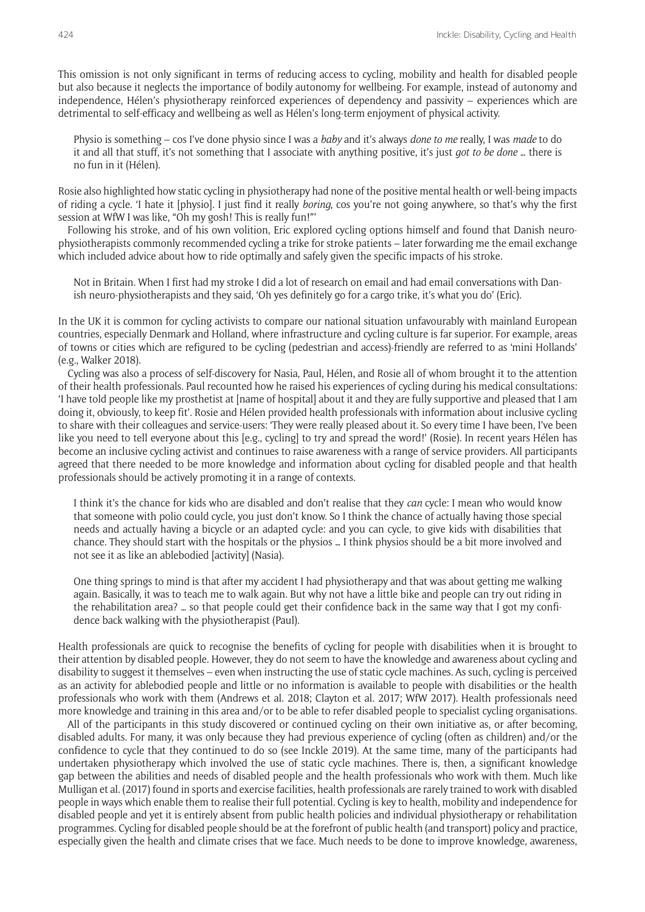This omission is not only significant in terms of reducing access to cycling, mobility and health for disabled people but also because it neglects the importance of bodily autonomy for wellbeing. For example, instead of autonomy and independence, Hélen's physiotherapy reinforced experiences of dependency and passivity – experiences which are detrimental to self-efficacy and wellbeing as well as Hélen's long-term enjoyment of physical activity.

> Physio is something – cos I've done physio since I was a *baby* and it's always *done to me* really, I was *made* to do it and all that stuff, it's not something that I associate with anything positive, it's just *got to be done* … there is no fun in it (Hélen).

Rosie also highlighted how static cycling in physiotherapy had none of the positive mental health or well-being impacts of riding a cycle. 'I hate it [physio]. I just find it really *boring*, cos you're not going anywhere, so that's why the first session at WfW I was like, "Oh my gosh! This is really fun!"'

Following his stroke, and of his own volition, Eric explored cycling options himself and found that Danish neuro-physiotherapists commonly recommended cycling a trike for stroke patients – later forwarding me the email exchange which included advice about how to ride optimally and safely given the specific impacts of his stroke.

> Not in Britain. When I first had my stroke I did a lot of research on email and had email conversations with Danish neuro-physiotherapists and they said, 'Oh yes definitely go for a cargo trike, it's what you do' (Eric).

In the UK it is common for cycling activists to compare our national situation unfavourably with mainland European countries, especially Denmark and Holland, where infrastructure and cycling culture is far superior. For example, areas of towns or cities which are refigured to be cycling (pedestrian and access)-friendly are referred to as 'mini Hollands' (e.g., Walker 2018).

Cycling was also a process of self-discovery for Nasia, Paul, Hélen, and Rosie all of whom brought it to the attention of their health professionals. Paul recounted how he raised his experiences of cycling during his medical consultations: 'I have told people like my prosthetist at [name of hospital] about it and they are fully supportive and pleased that I am doing it, obviously, to keep fit'. Rosie and Hélen provided health professionals with information about inclusive cycling to share with their colleagues and service-users: 'They were really pleased about it. So every time I have been, I've been like you need to tell everyone about this [e.g., cycling] to try and spread the word!' (Rosie). In recent years Hélen has become an inclusive cycling activist and continues to raise awareness with a range of service providers. All participants agreed that there needed to be more knowledge and information about cycling for disabled people and that health professionals should be actively promoting it in a range of contexts.

> I think it's the chance for kids who are disabled and don't realise that they *can* cycle: I mean who would know that someone with polio could cycle, you just don't know. So I think the chance of actually having those special needs and actually having a bicycle or an adapted cycle: and you can cycle, to give kids with disabilities that chance. They should start with the hospitals or the physios … I think physios should be a bit more involved and not see it as like an ablebodied [activity] (Nasia).

> One thing springs to mind is that after my accident I had physiotherapy and that was about getting me walking again. Basically, it was to teach me to walk again. But why not have a little bike and people can try out riding in the rehabilitation area? … so that people could get their confidence back in the same way that I got my confidence back walking with the physiotherapist (Paul).

Health professionals are quick to recognise the benefits of cycling for people with disabilities when it is brought to their attention by disabled people. However, they do not seem to have the knowledge and awareness about cycling and disability to suggest it themselves – even when instructing the use of static cycle machines. As such, cycling is perceived as an activity for ablebodied people and little or no information is available to people with disabilities or the health professionals who work with them (Andrews et al. 2018; Clayton et al. 2017; WfW 2017). Health professionals need more knowledge and training in this area and/or to be able to refer disabled people to specialist cycling organisations.

All of the participants in this study discovered or continued cycling on their own initiative as, or after becoming, disabled adults. For many, it was only because they had previous experience of cycling (often as children) and/or the confidence to cycle that they continued to do so (see Inckle 2019). At the same time, many of the participants had undertaken physiotherapy which involved the use of static cycle machines. There is, then, a significant knowledge gap between the abilities and needs of disabled people and the health professionals who work with them. Much like Mulligan et al. (2017) found in sports and exercise facilities, health professionals are rarely trained to work with disabled people in ways which enable them to realise their full potential. Cycling is key to health, mobility and independence for disabled people and yet it is entirely absent from public health policies and individual physiotherapy or rehabilitation programmes. Cycling for disabled people should be at the forefront of public health (and transport) policy and practice, especially given the health and climate crises that we face. Much needs to be done to improve knowledge, awareness,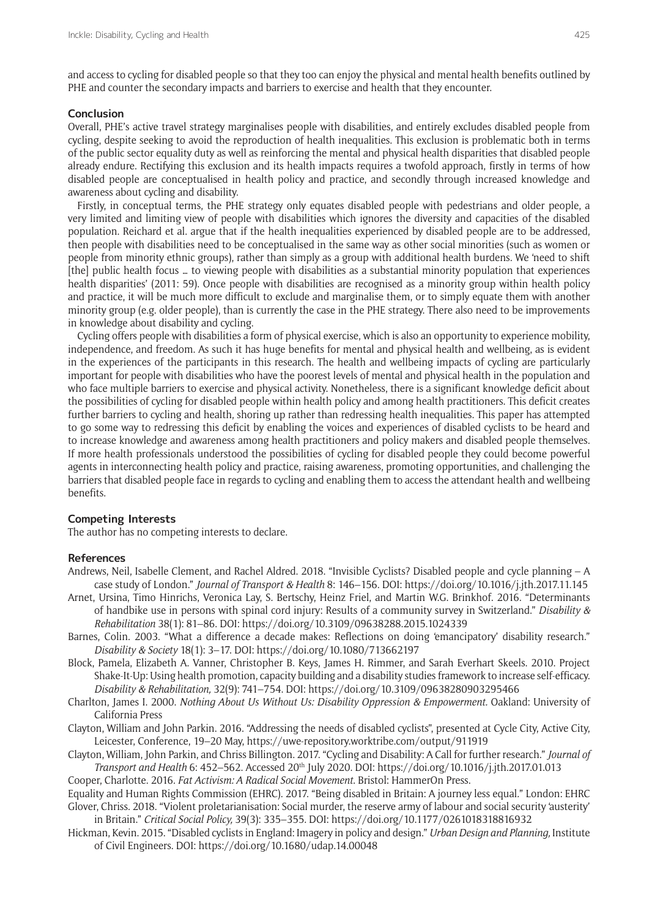and access to cycling for disabled people so that they too can enjoy the physical and mental health benefits outlined by PHE and counter the secondary impacts and barriers to exercise and health that they encounter.

## Conclusion

Overall, PHE's active travel strategy marginalises people with disabilities, and entirely excludes disabled people from cycling, despite seeking to avoid the reproduction of health inequalities. This exclusion is problematic both in terms of the public sector equality duty as well as reinforcing the mental and physical health disparities that disabled people already endure. Rectifying this exclusion and its health impacts requires a twofold approach, firstly in terms of how disabled people are conceptualised in health policy and practice, and secondly through increased knowledge and awareness about cycling and disability.

Firstly, in conceptual terms, the PHE strategy only equates disabled people with pedestrians and older people, a very limited and limiting view of people with disabilities which ignores the diversity and capacities of the disabled population. Reichard et al. argue that if the health inequalities experienced by disabled people are to be addressed, then people with disabilities need to be conceptualised in the same way as other social minorities (such as women or people from minority ethnic groups), rather than simply as a group with additional health burdens. We 'need to shift [the] public health focus … to viewing people with disabilities as a substantial minority population that experiences health disparities' (2011: 59). Once people with disabilities are recognised as a minority group within health policy and practice, it will be much more difficult to exclude and marginalise them, or to simply equate them with another minority group (e.g. older people), than is currently the case in the PHE strategy. There also need to be improvements in knowledge about disability and cycling.

Cycling offers people with disabilities a form of physical exercise, which is also an opportunity to experience mobility, independence, and freedom. As such it has huge benefits for mental and physical health and wellbeing, as is evident in the experiences of the participants in this research. The health and wellbeing impacts of cycling are particularly important for people with disabilities who have the poorest levels of mental and physical health in the population and who face multiple barriers to exercise and physical activity. Nonetheless, there is a significant knowledge deficit about the possibilities of cycling for disabled people within health policy and among health practitioners. This deficit creates further barriers to cycling and health, shoring up rather than redressing health inequalities. This paper has attempted to go some way to redressing this deficit by enabling the voices and experiences of disabled cyclists to be heard and to increase knowledge and awareness among health practitioners and policy makers and disabled people themselves. If more health professionals understood the possibilities of cycling for disabled people they could become powerful agents in interconnecting health policy and practice, raising awareness, promoting opportunities, and challenging the barriers that disabled people face in regards to cycling and enabling them to access the attendant health and wellbeing benefits.

## Competing Interests

The author has no competing interests to declare.

## References

Andrews, Neil, Isabelle Clement, and Rachel Aldred. 2018. "Invisible Cyclists? Disabled people and cycle planning – A case study of London." *Journal of Transport & Health* 8: 146–156. DOI: https://doi.org/10.1016/j.jth.2017.11.145

Arnet, Ursina, Timo Hinrichs, Veronica Lay, S. Bertschy, Heinz Friel, and Martin W.G. Brinkhof. 2016. "Determinants of handbike use in persons with spinal cord injury: Results of a community survey in Switzerland." *Disability & Rehabilitation* 38(1): 81–86. DOI: https://doi.org/10.3109/09638288.2015.1024339

Barnes, Colin. 2003. "What a difference a decade makes: Reflections on doing 'emancipatory' disability research." *Disability & Society* 18(1): 3–17. DOI: https://doi.org/10.1080/713662197

Block, Pamela, Elizabeth A. Vanner, Christopher B. Keys, James H. Rimmer, and Sarah Everhart Skeels. 2010. Project Shake-It-Up: Using health promotion, capacity building and a disability studies framework to increase self-efficacy. *Disability & Rehabilitation,* 32(9): 741–754. DOI: https://doi.org/10.3109/09638280903295466

Charlton, James I. 2000. *Nothing About Us Without Us: Disability Oppression & Empowerment.* Oakland: University of California Press

Clayton, William and John Parkin. 2016. "Addressing the needs of disabled cyclists", presented at Cycle City, Active City, Leicester, Conference, 19–20 May, https://uwe-repository.worktribe.com/output/911919

Clayton, William, John Parkin, and Chriss Billington. 2017. "Cycling and Disability: A Call for further research." *Journal of Transport and Health* 6: 452–562. Accessed 20th July 2020. DOI: https://doi.org/10.1016/j.jth.2017.01.013

Cooper, Charlotte. 2016. *Fat Activism: A Radical Social Movement.* Bristol: HammerOn Press.

Equality and Human Rights Commission (EHRC). 2017. "Being disabled in Britain: A journey less equal." London: EHRC

Glover, Chriss. 2018. "Violent proletarianisation: Social murder, the reserve army of labour and social security 'austerity' in Britain." *Critical Social Policy,* 39(3): 335–355. DOI: https://doi.org/10.1177/0261018318816932

Hickman, Kevin. 2015. "Disabled cyclists in England: Imagery in policy and design." *Urban Design and Planning,* Institute of Civil Engineers. DOI: https://doi.org/10.1680/udap.14.00048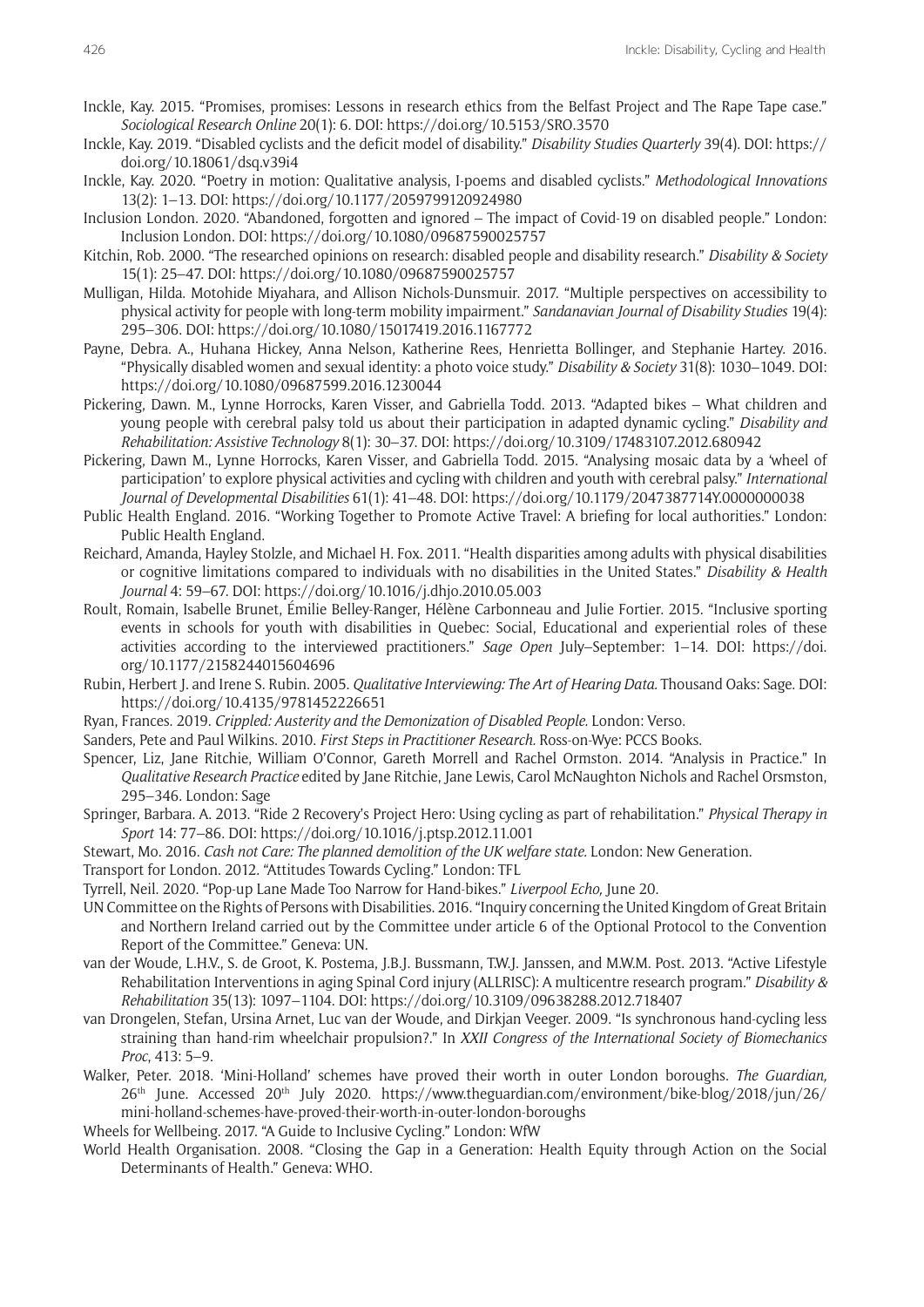Inckle, Kay. 2015. "Promises, promises: Lessons in research ethics from the Belfast Project and The Rape Tape case." *Sociological Research Online* 20(1): 6. DOI: https://doi.org/10.5153/SRO.3570

Inckle, Kay. 2019. "Disabled cyclists and the deficit model of disability." *Disability Studies Quarterly* 39(4). DOI: https://doi.org/10.18061/dsq.v39i4

Inckle, Kay. 2020. "Poetry in motion: Qualitative analysis, I-poems and disabled cyclists." *Methodological Innovations* 13(2): 1–13. DOI: https://doi.org/10.1177/2059799120924980

Inclusion London. 2020. "Abandoned, forgotten and ignored – The impact of Covid-19 on disabled people." London: Inclusion London. DOI: https://doi.org/10.1080/09687590025757

Kitchin, Rob. 2000. "The researched opinions on research: disabled people and disability research." *Disability & Society* 15(1): 25–47. DOI: https://doi.org/10.1080/09687590025757

Mulligan, Hilda. Motohide Miyahara, and Allison Nichols-Dunsmuir. 2017. "Multiple perspectives on accessibility to physical activity for people with long-term mobility impairment." *Sandanavian Journal of Disability Studies* 19(4): 295–306. DOI: https://doi.org/10.1080/15017419.2016.1167772

Payne, Debra. A., Huhana Hickey, Anna Nelson, Katherine Rees, Henrietta Bollinger, and Stephanie Hartey. 2016. "Physically disabled women and sexual identity: a photo voice study." *Disability & Society* 31(8): 1030–1049. DOI: https://doi.org/10.1080/09687599.2016.1230044

Pickering, Dawn. M., Lynne Horrocks, Karen Visser, and Gabriella Todd. 2013. "Adapted bikes – What children and young people with cerebral palsy told us about their participation in adapted dynamic cycling." *Disability and Rehabilitation: Assistive Technology* 8(1): 30–37. DOI: https://doi.org/10.3109/17483107.2012.680942

Pickering, Dawn M., Lynne Horrocks, Karen Visser, and Gabriella Todd. 2015. "Analysing mosaic data by a 'wheel of participation' to explore physical activities and cycling with children and youth with cerebral palsy." *International Journal of Developmental Disabilities* 61(1): 41–48. DOI: https://doi.org/10.1179/2047387714Y.0000000038

Public Health England. 2016. "Working Together to Promote Active Travel: A briefing for local authorities." London: Public Health England.

Reichard, Amanda, Hayley Stolzle, and Michael H. Fox. 2011. "Health disparities among adults with physical disabilities or cognitive limitations compared to individuals with no disabilities in the United States." *Disability & Health Journal* 4: 59–67. DOI: https://doi.org/10.1016/j.dhjo.2010.05.003

Roult, Romain, Isabelle Brunet, Émilie Belley-Ranger, Hélène Carbonneau and Julie Fortier. 2015. "Inclusive sporting events in schools for youth with disabilities in Quebec: Social, Educational and experiential roles of these activities according to the interviewed practitioners." *Sage Open* July–September: 1–14. DOI: https://doi.org/10.1177/2158244015604696

Rubin, Herbert J. and Irene S. Rubin. 2005. *Qualitative Interviewing: The Art of Hearing Data.* Thousand Oaks: Sage. DOI: https://doi.org/10.4135/9781452226651

Ryan, Frances. 2019. *Crippled: Austerity and the Demonization of Disabled People.* London: Verso.

Sanders, Pete and Paul Wilkins. 2010. *First Steps in Practitioner Research.* Ross-on-Wye: PCCS Books.

Spencer, Liz, Jane Ritchie, William O'Connor, Gareth Morrell and Rachel Ormston. 2014. "Analysis in Practice." In *Qualitative Research Practice* edited by Jane Ritchie, Jane Lewis, Carol McNaughton Nichols and Rachel Orsmston, 295–346. London: Sage

Springer, Barbara. A. 2013. "Ride 2 Recovery's Project Hero: Using cycling as part of rehabilitation." *Physical Therapy in Sport* 14: 77–86. DOI: https://doi.org/10.1016/j.ptsp.2012.11.001

Stewart, Mo. 2016. *Cash not Care: The planned demolition of the UK welfare state.* London: New Generation.

Transport for London. 2012. "Attitudes Towards Cycling." London: TFL

Tyrrell, Neil. 2020. "Pop-up Lane Made Too Narrow for Hand-bikes." *Liverpool Echo,* June 20.

UN Committee on the Rights of Persons with Disabilities. 2016. "Inquiry concerning the United Kingdom of Great Britain and Northern Ireland carried out by the Committee under article 6 of the Optional Protocol to the Convention Report of the Committee." Geneva: UN.

van der Woude, L.H.V., S. de Groot, K. Postema, J.B.J. Bussmann, T.W.J. Janssen, and M.W.M. Post. 2013. "Active Lifestyle Rehabilitation Interventions in aging Spinal Cord injury (ALLRISC): A multicentre research program." *Disability & Rehabilitation* 35(13): 1097–1104. DOI: https://doi.org/10.3109/09638288.2012.718407

van Drongelen, Stefan, Ursina Arnet, Luc van der Woude, and Dirkjan Veeger. 2009. "Is synchronous hand-cycling less straining than hand-rim wheelchair propulsion?." In *XXII Congress of the International Society of Biomechanics Proc*, 413: 5–9.

Walker, Peter. 2018. 'Mini-Holland' schemes have proved their worth in outer London boroughs. *The Guardian,* 26th June. Accessed 20th July 2020. https://www.theguardian.com/environment/bike-blog/2018/jun/26/mini-holland-schemes-have-proved-their-worth-in-outer-london-boroughs

Wheels for Wellbeing. 2017. "A Guide to Inclusive Cycling." London: WfW

World Health Organisation. 2008. "Closing the Gap in a Generation: Health Equity through Action on the Social Determinants of Health." Geneva: WHO.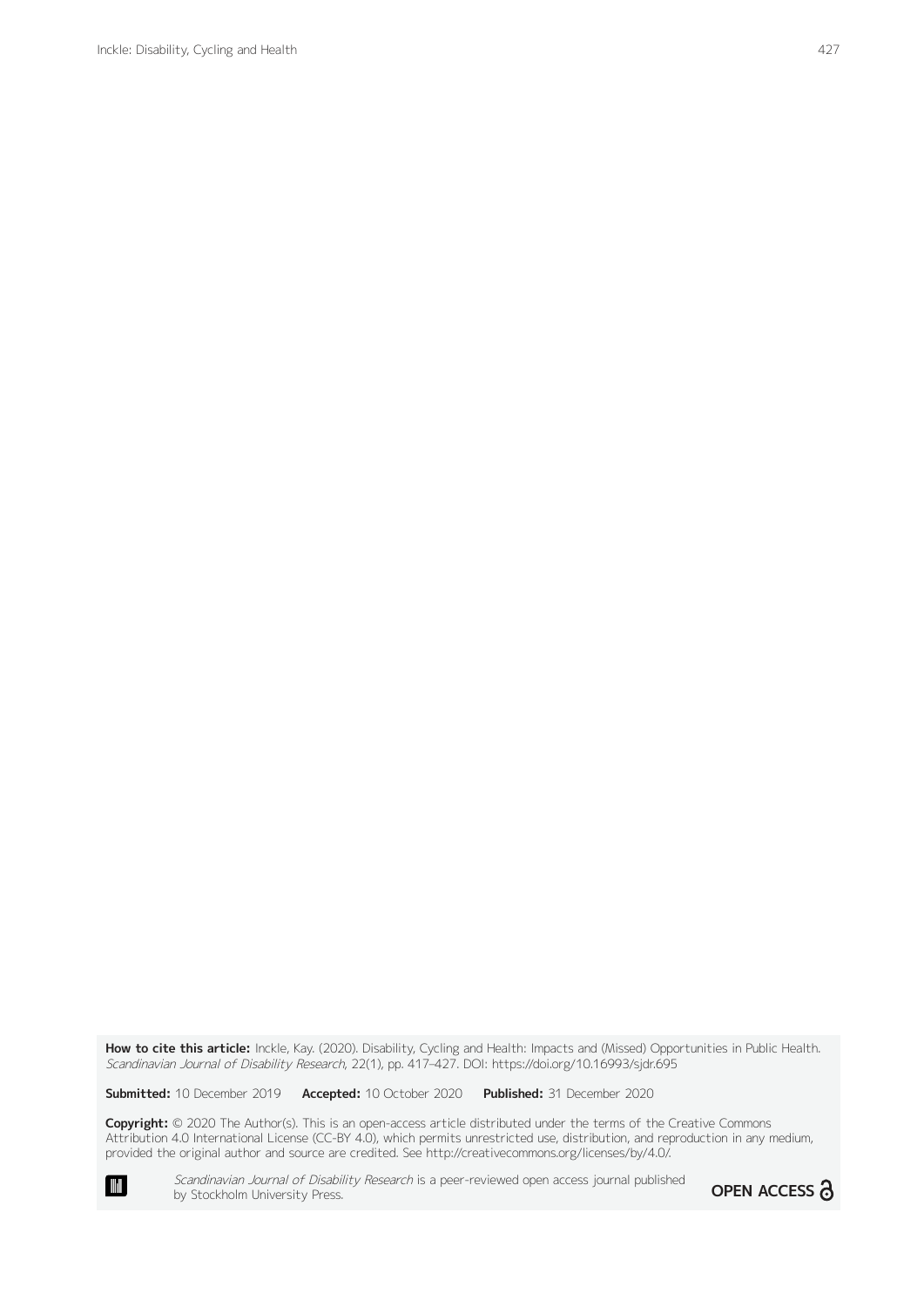**How to cite this article:** Inckle, Kay. (2020). Disability, Cycling and Health: Impacts and (Missed) Opportunities in Public Health. *Scandinavian Journal of Disability Research*, 22(1), pp. 417–427. DOI: https://doi.org/10.16993/sjdr.695

**Submitted:** 10 December 2019 **Accepted:** 10 October 2020 **Published:** 31 December 2020

**Copyright:** © 2020 The Author(s). This is an open-access article distributed under the terms of the Creative Commons Attribution 4.0 International License (CC-BY 4.0), which permits unrestricted use, distribution, and reproduction in any medium, provided the original author and source are credited. See http://creativecommons.org/licenses/by/4.0/.

*Scandinavian Journal of Disability Research* is a peer-reviewed open access journal published by Stockholm University Press.

OPEN ACCESS